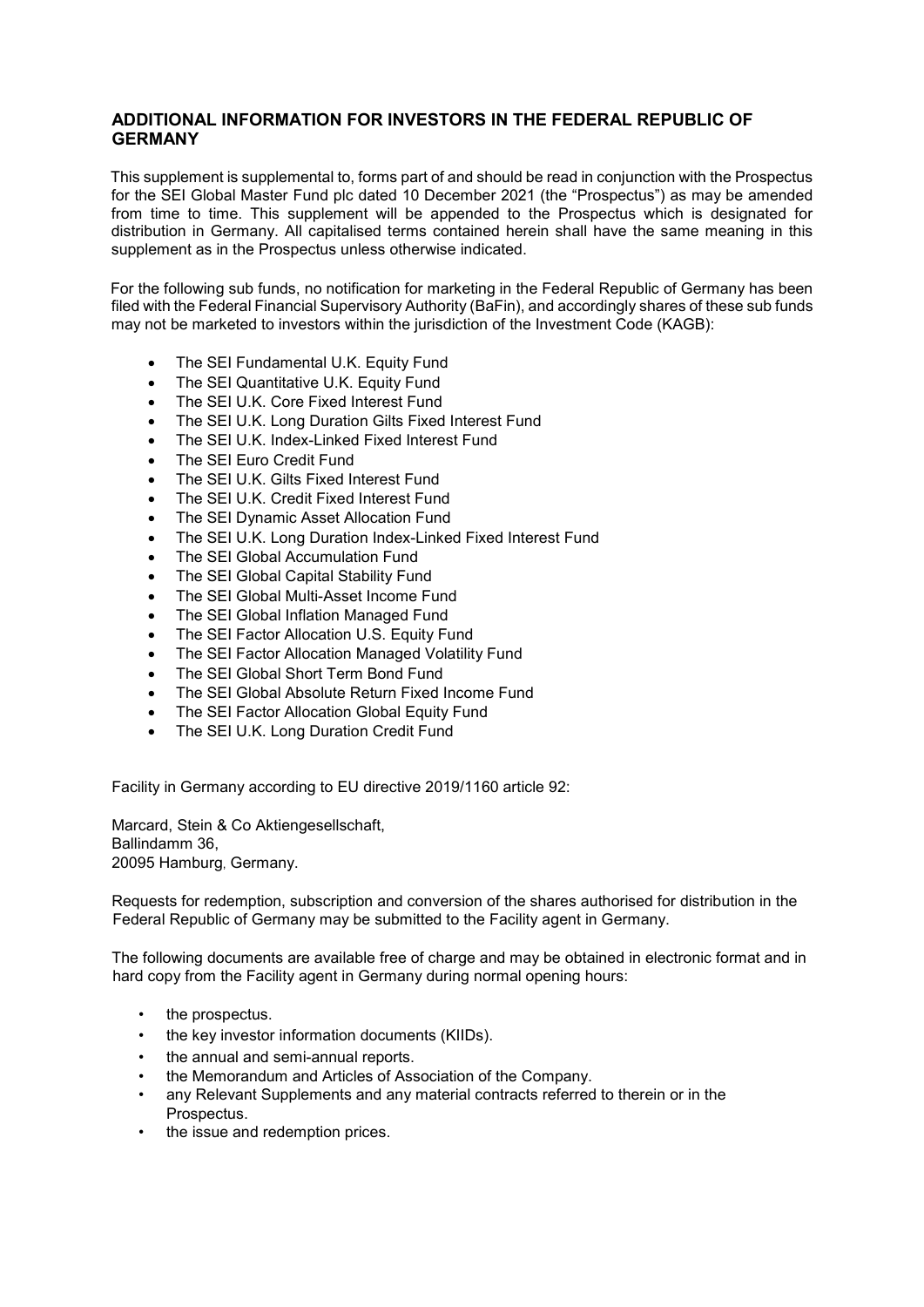## ADDITIONAL INFORMATION FOR INVESTORS IN THE FEDERAL REPUBLIC OF GERMANY

This supplement is supplemental to, forms part of and should be read in conjunction with the Prospectus for the SEI Global Master Fund plc dated 10 December 2021 (the "Prospectus") as may be amended from time to time. This supplement will be appended to the Prospectus which is designated for distribution in Germany. All capitalised terms contained herein shall have the same meaning in this supplement as in the Prospectus unless otherwise indicated.

For the following sub funds, no notification for marketing in the Federal Republic of Germany has been filed with the Federal Financial Supervisory Authority (BaFin), and accordingly shares of these sub funds may not be marketed to investors within the jurisdiction of the Investment Code (KAGB):

- The SEI Fundamental U.K. Equity Fund
- The SEI Quantitative U.K. Equity Fund
- The SEI U.K. Core Fixed Interest Fund
- The SEI U.K. Long Duration Gilts Fixed Interest Fund
- The SEI U.K. Index-Linked Fixed Interest Fund
- The SEI Euro Credit Fund
- The SEI U.K. Gilts Fixed Interest Fund
- The SEI U.K. Credit Fixed Interest Fund
- The SEI Dynamic Asset Allocation Fund
- The SEI U.K. Long Duration Index-Linked Fixed Interest Fund
- The SEI Global Accumulation Fund
- The SEI Global Capital Stability Fund
- The SEI Global Multi-Asset Income Fund
- The SEI Global Inflation Managed Fund
- The SEI Factor Allocation U.S. Equity Fund
- The SEI Factor Allocation Managed Volatility Fund
- The SEI Global Short Term Bond Fund
- The SEI Global Absolute Return Fixed Income Fund
- The SEI Factor Allocation Global Equity Fund
- The SEI U.K. Long Duration Credit Fund

Facility in Germany according to EU directive 2019/1160 article 92:

Marcard, Stein & Co Aktiengesellschaft,
Ballindamm 36,
20095 Hamburg, Germany.

Requests for redemption, subscription and conversion of the shares authorised for distribution in the Federal Republic of Germany may be submitted to the Facility agent in Germany.

The following documents are available free of charge and may be obtained in electronic format and in hard copy from the Facility agent in Germany during normal opening hours:

- the prospectus.
- the key investor information documents (KIIDs).
- the annual and semi-annual reports.
- the Memorandum and Articles of Association of the Company.
- any Relevant Supplements and any material contracts referred to therein or in the Prospectus.
- the issue and redemption prices.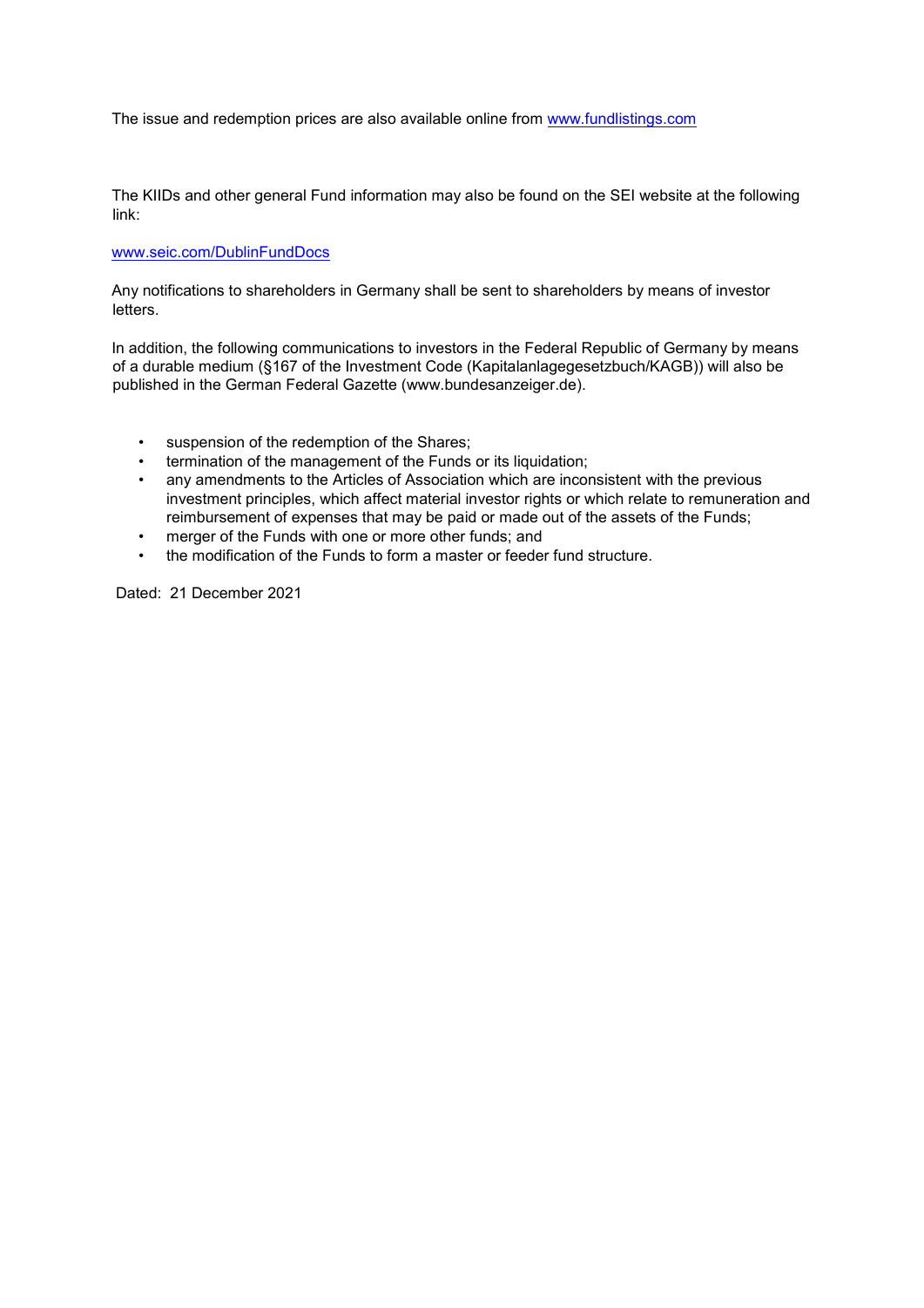The issue and redemption prices are also available online from www.fundlistings.com

The KIIDs and other general Fund information may also be found on the SEI website at the following link:

www.seic.com/DublinFundDocs

Any notifications to shareholders in Germany shall be sent to shareholders by means of investor letters.

In addition, the following communications to investors in the Federal Republic of Germany by means of a durable medium (§167 of the Investment Code (Kapitalanlagegesetzbuch/KAGB)) will also be published in the German Federal Gazette (www.bundesanzeiger.de).

- suspension of the redemption of the Shares;
- termination of the management of the Funds or its liquidation;
- any amendments to the Articles of Association which are inconsistent with the previous investment principles, which affect material investor rights or which relate to remuneration and reimbursement of expenses that may be paid or made out of the assets of the Funds;
- merger of the Funds with one or more other funds; and
- the modification of the Funds to form a master or feeder fund structure.

Dated: 21 December 2021